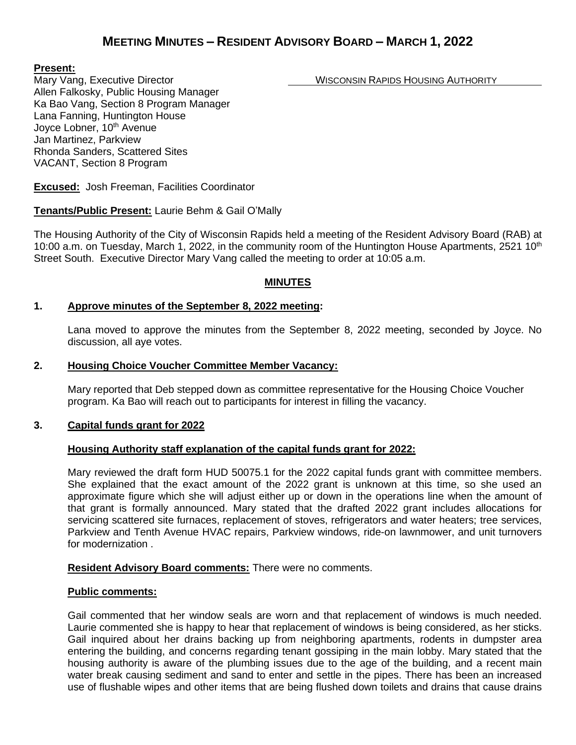# MEETING MINUTES – RESIDENT ADVISORY BOARD – MARCH 1, 2022

**Present:**

Mary Vang, Executive Director — WISCONSIN RAPIDS HOUSING AUTHORITY
Allen Falkosky, Public Housing Manager
Ka Bao Vang, Section 8 Program Manager
Lana Fanning, Huntington House
Joyce Lobner, 10th Avenue
Jan Martinez, Parkview
Rhonda Sanders, Scattered Sites
VACANT, Section 8 Program

**Excused:** Josh Freeman, Facilities Coordinator

**Tenants/Public Present:** Laurie Behm & Gail O'Mally

The Housing Authority of the City of Wisconsin Rapids held a meeting of the Resident Advisory Board (RAB) at 10:00 a.m. on Tuesday, March 1, 2022, in the community room of the Huntington House Apartments, 2521 10th Street South. Executive Director Mary Vang called the meeting to order at 10:05 a.m.

## MINUTES

### 1. Approve minutes of the September 8, 2022 meeting:

Lana moved to approve the minutes from the September 8, 2022 meeting, seconded by Joyce. No discussion, all aye votes.

### 2. Housing Choice Voucher Committee Member Vacancy:

Mary reported that Deb stepped down as committee representative for the Housing Choice Voucher program. Ka Bao will reach out to participants for interest in filling the vacancy.

### 3. Capital funds grant for 2022

**Housing Authority staff explanation of the capital funds grant for 2022:**

Mary reviewed the draft form HUD 50075.1 for the 2022 capital funds grant with committee members. She explained that the exact amount of the 2022 grant is unknown at this time, so she used an approximate figure which she will adjust either up or down in the operations line when the amount of that grant is formally announced. Mary stated that the drafted 2022 grant includes allocations for servicing scattered site furnaces, replacement of stoves, refrigerators and water heaters; tree services, Parkview and Tenth Avenue HVAC repairs, Parkview windows, ride-on lawnmower, and unit turnovers for modernization .

**Resident Advisory Board comments:** There were no comments.

**Public comments:**

Gail commented that her window seals are worn and that replacement of windows is much needed. Laurie commented she is happy to hear that replacement of windows is being considered, as her sticks. Gail inquired about her drains backing up from neighboring apartments, rodents in dumpster area entering the building, and concerns regarding tenant gossiping in the main lobby. Mary stated that the housing authority is aware of the plumbing issues due to the age of the building, and a recent main water break causing sediment and sand to enter and settle in the pipes. There has been an increased use of flushable wipes and other items that are being flushed down toilets and drains that cause drains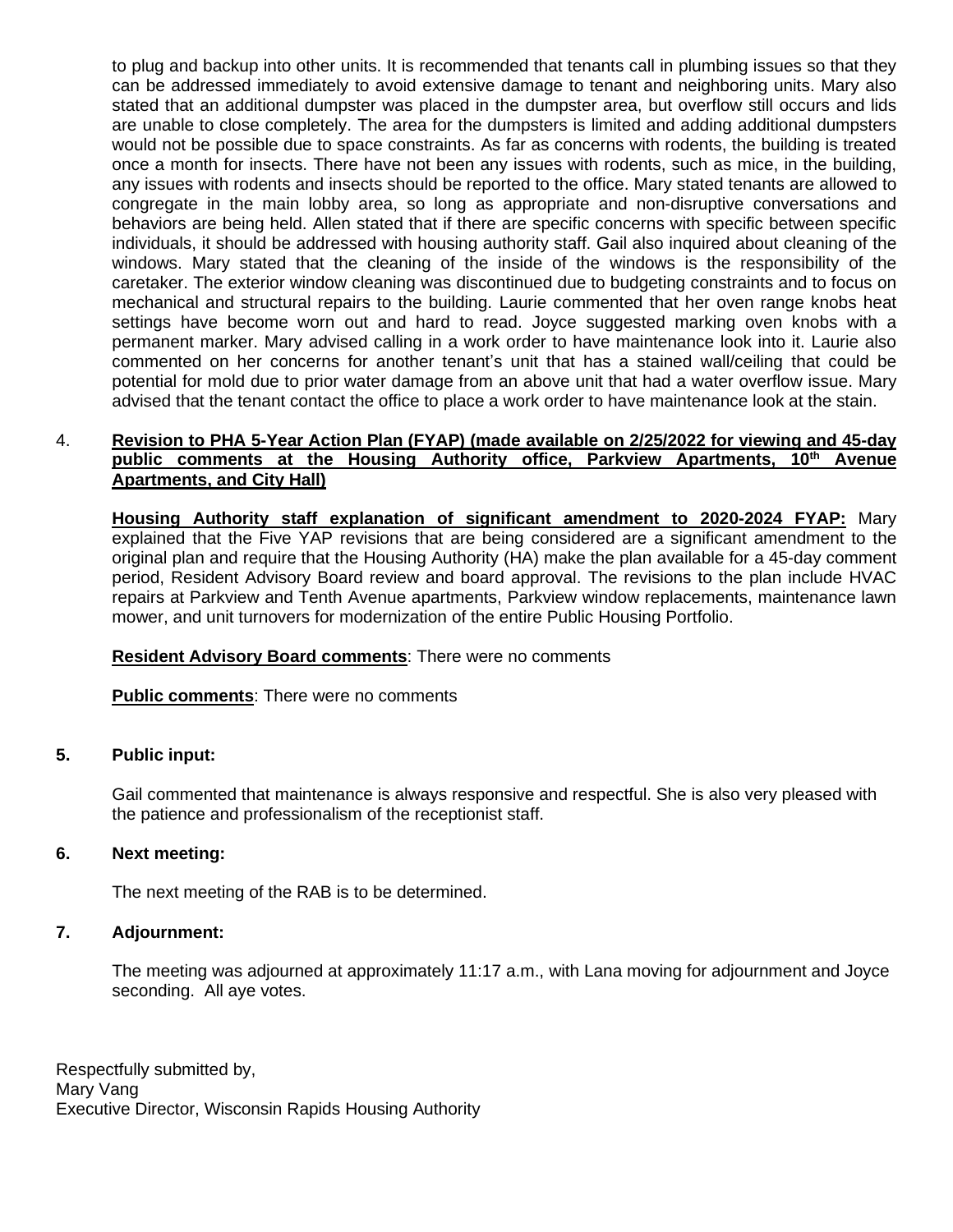to plug and backup into other units. It is recommended that tenants call in plumbing issues so that they can be addressed immediately to avoid extensive damage to tenant and neighboring units. Mary also stated that an additional dumpster was placed in the dumpster area, but overflow still occurs and lids are unable to close completely. The area for the dumpsters is limited and adding additional dumpsters would not be possible due to space constraints. As far as concerns with rodents, the building is treated once a month for insects. There have not been any issues with rodents, such as mice, in the building, any issues with rodents and insects should be reported to the office. Mary stated tenants are allowed to congregate in the main lobby area, so long as appropriate and non-disruptive conversations and behaviors are being held. Allen stated that if there are specific concerns with specific between specific individuals, it should be addressed with housing authority staff. Gail also inquired about cleaning of the windows. Mary stated that the cleaning of the inside of the windows is the responsibility of the caretaker. The exterior window cleaning was discontinued due to budgeting constraints and to focus on mechanical and structural repairs to the building. Laurie commented that her oven range knobs heat settings have become worn out and hard to read. Joyce suggested marking oven knobs with a permanent marker. Mary advised calling in a work order to have maintenance look into it. Laurie also commented on her concerns for another tenant's unit that has a stained wall/ceiling that could be potential for mold due to prior water damage from an above unit that had a water overflow issue. Mary advised that the tenant contact the office to place a work order to have maintenance look at the stain.

4. **Revision to PHA 5-Year Action Plan (FYAP) (made available on 2/25/2022 for viewing and 45-day public comments at the Housing Authority office, Parkview Apartments, 10th Avenue Apartments, and City Hall)**

**Housing Authority staff explanation of significant amendment to 2020-2024 FYAP:** Mary explained that the Five YAP revisions that are being considered are a significant amendment to the original plan and require that the Housing Authority (HA) make the plan available for a 45-day comment period, Resident Advisory Board review and board approval. The revisions to the plan include HVAC repairs at Parkview and Tenth Avenue apartments, Parkview window replacements, maintenance lawn mower, and unit turnovers for modernization of the entire Public Housing Portfolio.

**Resident Advisory Board comments**: There were no comments

**Public comments**: There were no comments

**5. Public input:**

Gail commented that maintenance is always responsive and respectful. She is also very pleased with the patience and professionalism of the receptionist staff.

**6. Next meeting:**

The next meeting of the RAB is to be determined.

**7. Adjournment:**

The meeting was adjourned at approximately 11:17 a.m., with Lana moving for adjournment and Joyce seconding. All aye votes.

Respectfully submitted by,
Mary Vang
Executive Director, Wisconsin Rapids Housing Authority